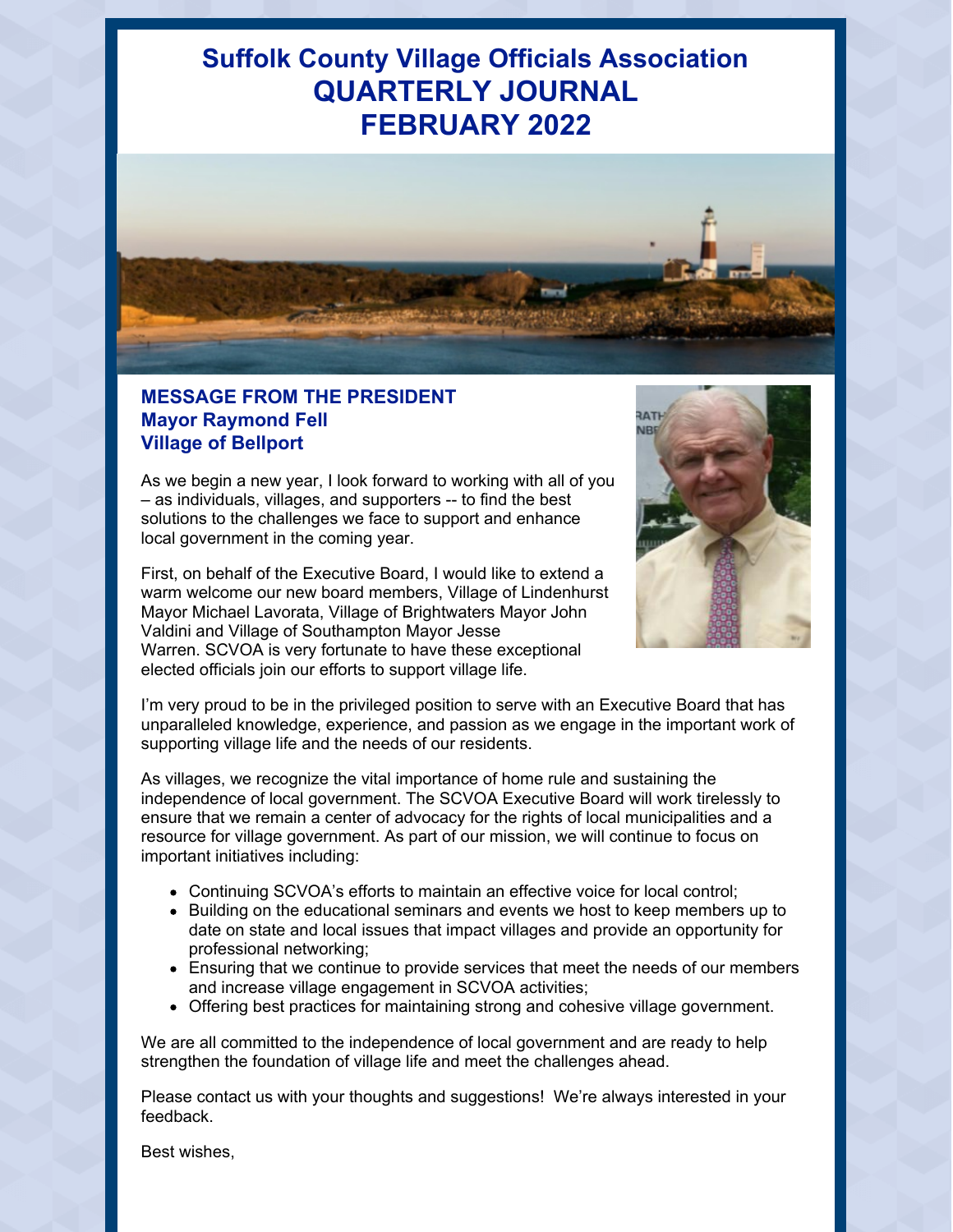# Suffolk County Village Officials Association QUARTERLY JOURNAL FEBRUARY 2022

## MESSAGE FROM THE PRESIDENT
### Mayor Raymond Fell
### Village of Bellport

As we begin a new year, I look forward to working with all of you – as individuals, villages, and supporters -- to find the best solutions to the challenges we face to support and enhance local government in the coming year.

First, on behalf of the Executive Board, I would like to extend a warm welcome our new board members, Village of Lindenhurst Mayor Michael Lavorata, Village of Brightwaters Mayor John Valdini and Village of Southampton Mayor Jesse Warren. SCVOA is very fortunate to have these exceptional elected officials join our efforts to support village life.

I'm very proud to be in the privileged position to serve with an Executive Board that has unparalleled knowledge, experience, and passion as we engage in the important work of supporting village life and the needs of our residents.

As villages, we recognize the vital importance of home rule and sustaining the independence of local government. The SCVOA Executive Board will work tirelessly to ensure that we remain a center of advocacy for the rights of local municipalities and a resource for village government. As part of our mission, we will continue to focus on important initiatives including:

- Continuing SCVOA's efforts to maintain an effective voice for local control;
- Building on the educational seminars and events we host to keep members up to date on state and local issues that impact villages and provide an opportunity for professional networking;
- Ensuring that we continue to provide services that meet the needs of our members and increase village engagement in SCVOA activities;
- Offering best practices for maintaining strong and cohesive village government.

We are all committed to the independence of local government and are ready to help strengthen the foundation of village life and meet the challenges ahead.

Please contact us with your thoughts and suggestions! We're always interested in your feedback.

Best wishes,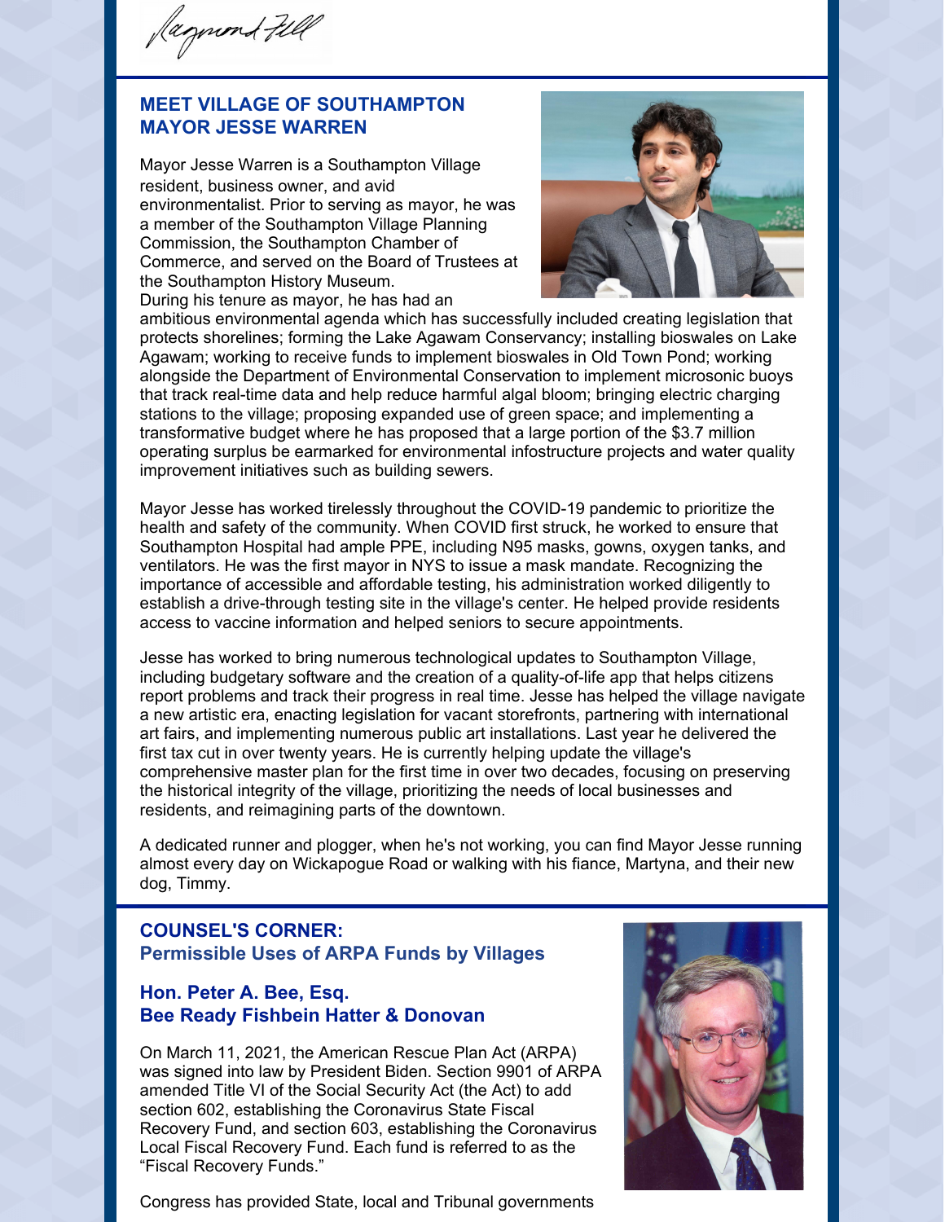## MEET VILLAGE OF SOUTHAMPTON MAYOR JESSE WARREN

Mayor Jesse Warren is a Southampton Village resident, business owner, and avid environmentalist. Prior to serving as mayor, he was a member of the Southampton Village Planning Commission, the Southampton Chamber of Commerce, and served on the Board of Trustees at the Southampton History Museum. During his tenure as mayor, he has had an ambitious environmental agenda which has successfully included creating legislation that protects shorelines; forming the Lake Agawam Conservancy; installing bioswales on Lake Agawam; working to receive funds to implement bioswales in Old Town Pond; working alongside the Department of Environmental Conservation to implement microsonic buoys that track real-time data and help reduce harmful algal bloom; bringing electric charging stations to the village; proposing expanded use of green space; and implementing a transformative budget where he has proposed that a large portion of the $3.7 million operating surplus be earmarked for environmental infostructure projects and water quality improvement initiatives such as building sewers.

Mayor Jesse has worked tirelessly throughout the COVID-19 pandemic to prioritize the health and safety of the community. When COVID first struck, he worked to ensure that Southampton Hospital had ample PPE, including N95 masks, gowns, oxygen tanks, and ventilators. He was the first mayor in NYS to issue a mask mandate. Recognizing the importance of accessible and affordable testing, his administration worked diligently to establish a drive-through testing site in the village's center. He helped provide residents access to vaccine information and helped seniors to secure appointments.

Jesse has worked to bring numerous technological updates to Southampton Village, including budgetary software and the creation of a quality-of-life app that helps citizens report problems and track their progress in real time. Jesse has helped the village navigate a new artistic era, enacting legislation for vacant storefronts, partnering with international art fairs, and implementing numerous public art installations. Last year he delivered the first tax cut in over twenty years. He is currently helping update the village's comprehensive master plan for the first time in over two decades, focusing on preserving the historical integrity of the village, prioritizing the needs of local businesses and residents, and reimagining parts of the downtown.

A dedicated runner and plogger, when he's not working, you can find Mayor Jesse running almost every day on Wickapogue Road or walking with his fiance, Martyna, and their new dog, Timmy.

## COUNSEL'S CORNER: Permissible Uses of ARPA Funds by Villages

### Hon. Peter A. Bee, Esq.
### Bee Ready Fishbein Hatter & Donovan

On March 11, 2021, the American Rescue Plan Act (ARPA) was signed into law by President Biden. Section 9901 of ARPA amended Title VI of the Social Security Act (the Act) to add section 602, establishing the Coronavirus State Fiscal Recovery Fund, and section 603, establishing the Coronavirus Local Fiscal Recovery Fund. Each fund is referred to as the "Fiscal Recovery Funds."

Congress has provided State, local and Tribunal governments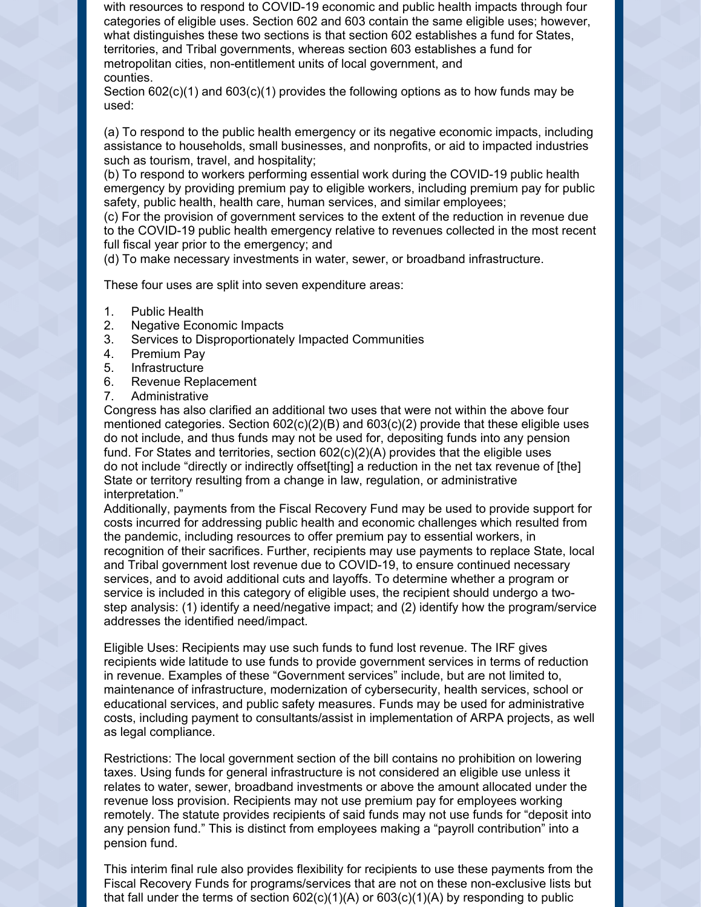with resources to respond to COVID-19 economic and public health impacts through four categories of eligible uses. Section 602 and 603 contain the same eligible uses; however, what distinguishes these two sections is that section 602 establishes a fund for States, territories, and Tribal governments, whereas section 603 establishes a fund for metropolitan cities, non-entitlement units of local government, and counties.

Section 602(c)(1) and 603(c)(1) provides the following options as to how funds may be used:

(a) To respond to the public health emergency or its negative economic impacts, including assistance to households, small businesses, and nonprofits, or aid to impacted industries such as tourism, travel, and hospitality;

(b) To respond to workers performing essential work during the COVID-19 public health emergency by providing premium pay to eligible workers, including premium pay for public safety, public health, health care, human services, and similar employees;

(c) For the provision of government services to the extent of the reduction in revenue due to the COVID-19 public health emergency relative to revenues collected in the most recent full fiscal year prior to the emergency; and

(d) To make necessary investments in water, sewer, or broadband infrastructure.

These four uses are split into seven expenditure areas:

1. Public Health
2. Negative Economic Impacts
3. Services to Disproportionately Impacted Communities
4. Premium Pay
5. Infrastructure
6. Revenue Replacement
7. Administrative

Congress has also clarified an additional two uses that were not within the above four mentioned categories. Section 602(c)(2)(B) and 603(c)(2) provide that these eligible uses do not include, and thus funds may not be used for, depositing funds into any pension fund. For States and territories, section 602(c)(2)(A) provides that the eligible uses do not include "directly or indirectly offset[ting] a reduction in the net tax revenue of [the] State or territory resulting from a change in law, regulation, or administrative interpretation."

Additionally, payments from the Fiscal Recovery Fund may be used to provide support for costs incurred for addressing public health and economic challenges which resulted from the pandemic, including resources to offer premium pay to essential workers, in recognition of their sacrifices. Further, recipients may use payments to replace State, local and Tribal government lost revenue due to COVID-19, to ensure continued necessary services, and to avoid additional cuts and layoffs. To determine whether a program or service is included in this category of eligible uses, the recipient should undergo a two-step analysis: (1) identify a need/negative impact; and (2) identify how the program/service addresses the identified need/impact.

Eligible Uses: Recipients may use such funds to fund lost revenue. The IRF gives recipients wide latitude to use funds to provide government services in terms of reduction in revenue. Examples of these "Government services" include, but are not limited to, maintenance of infrastructure, modernization of cybersecurity, health services, school or educational services, and public safety measures. Funds may be used for administrative costs, including payment to consultants/assist in implementation of ARPA projects, as well as legal compliance.

Restrictions: The local government section of the bill contains no prohibition on lowering taxes. Using funds for general infrastructure is not considered an eligible use unless it relates to water, sewer, broadband investments or above the amount allocated under the revenue loss provision. Recipients may not use premium pay for employees working remotely. The statute provides recipients of said funds may not use funds for "deposit into any pension fund." This is distinct from employees making a "payroll contribution" into a pension fund.

This interim final rule also provides flexibility for recipients to use these payments from the Fiscal Recovery Funds for programs/services that are not on these non-exclusive lists but that fall under the terms of section 602(c)(1)(A) or 603(c)(1)(A) by responding to public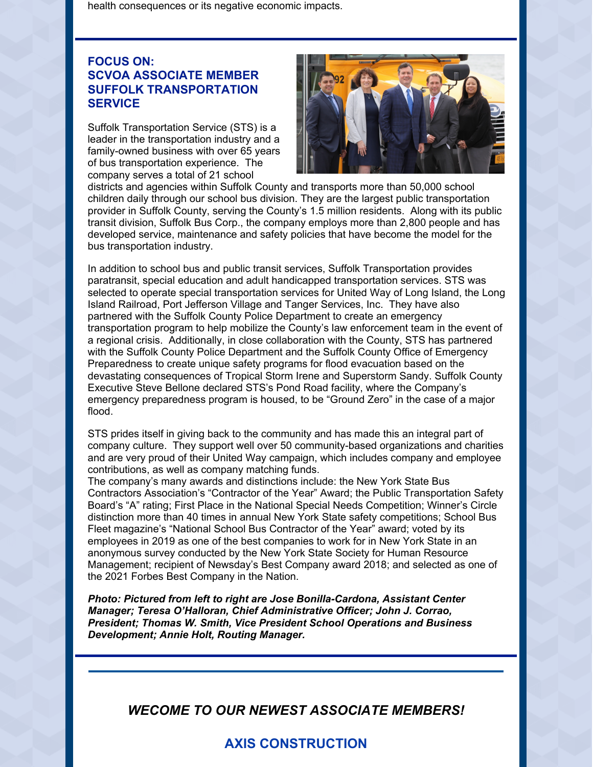health consequences or its negative economic impacts.

## FOCUS ON: SCVOA ASSOCIATE MEMBER SUFFOLK TRANSPORTATION SERVICE

Suffolk Transportation Service (STS) is a leader in the transportation industry and a family-owned business with over 65 years of bus transportation experience. The company serves a total of 21 school districts and agencies within Suffolk County and transports more than 50,000 school children daily through our school bus division. They are the largest public transportation provider in Suffolk County, serving the County's 1.5 million residents. Along with its public transit division, Suffolk Bus Corp., the company employs more than 2,800 people and has developed service, maintenance and safety policies that have become the model for the bus transportation industry.

In addition to school bus and public transit services, Suffolk Transportation provides paratransit, special education and adult handicapped transportation services. STS was selected to operate special transportation services for United Way of Long Island, the Long Island Railroad, Port Jefferson Village and Tanger Services, Inc. They have also partnered with the Suffolk County Police Department to create an emergency transportation program to help mobilize the County's law enforcement team in the event of a regional crisis. Additionally, in close collaboration with the County, STS has partnered with the Suffolk County Police Department and the Suffolk County Office of Emergency Preparedness to create unique safety programs for flood evacuation based on the devastating consequences of Tropical Storm Irene and Superstorm Sandy. Suffolk County Executive Steve Bellone declared STS's Pond Road facility, where the Company's emergency preparedness program is housed, to be "Ground Zero" in the case of a major flood.

STS prides itself in giving back to the community and has made this an integral part of company culture. They support well over 50 community-based organizations and charities and are very proud of their United Way campaign, which includes company and employee contributions, as well as company matching funds.
The company's many awards and distinctions include: the New York State Bus Contractors Association's "Contractor of the Year" Award; the Public Transportation Safety Board's "A" rating; First Place in the National Special Needs Competition; Winner's Circle distinction more than 40 times in annual New York State safety competitions; School Bus Fleet magazine's "National School Bus Contractor of the Year" award; voted by its employees in 2019 as one of the best companies to work for in New York State in an anonymous survey conducted by the New York State Society for Human Resource Management; recipient of Newsday's Best Company award 2018; and selected as one of the 2021 Forbes Best Company in the Nation.

***Photo: Pictured from left to right are Jose Bonilla-Cardona, Assistant Center Manager; Teresa O'Halloran, Chief Administrative Officer; John J. Corrao, President; Thomas W. Smith, Vice President School Operations and Business Development; Annie Holt, Routing Manager.***

## *WECOME TO OUR NEWEST ASSOCIATE MEMBERS!*

## AXIS CONSTRUCTION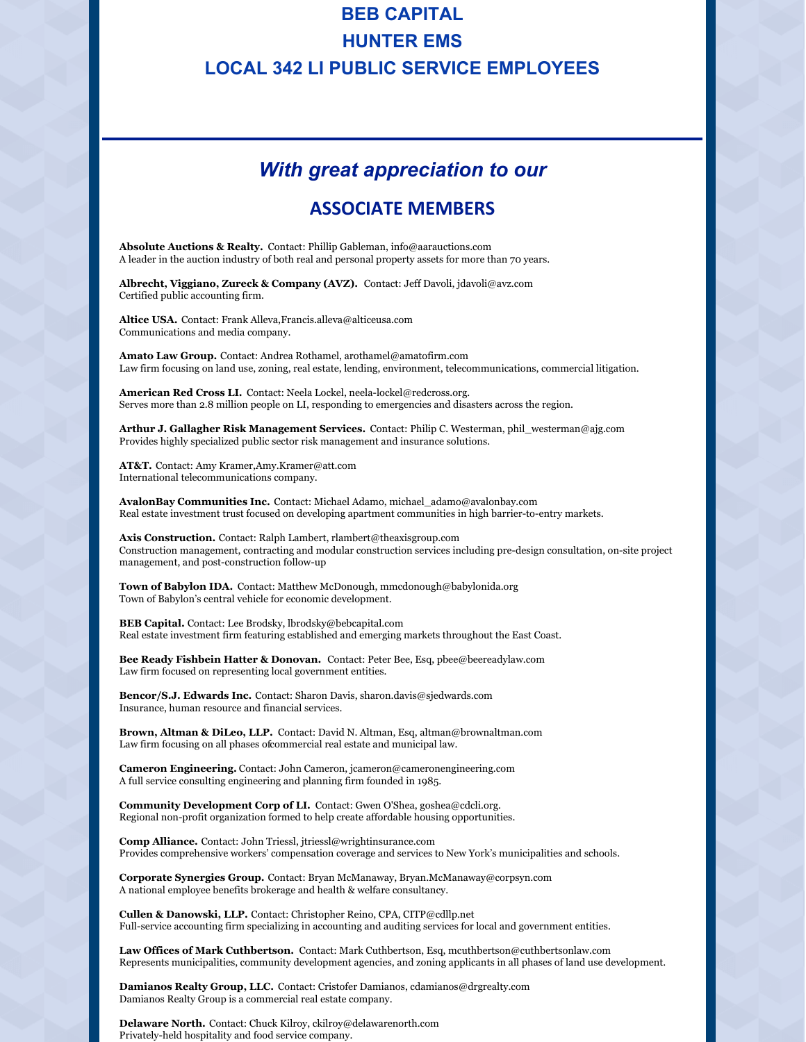**BEB CAPITAL**

**HUNTER EMS**

**LOCAL 342 LI PUBLIC SERVICE EMPLOYEES**

---

## *With great appreciation to our*

## ASSOCIATE MEMBERS

**Absolute Auctions & Realty.** Contact: Phillip Gableman, info@aarauctions.com
A leader in the auction industry of both real and personal property assets for more than 70 years.

**Albrecht, Viggiano, Zureck & Company (AVZ).** Contact: Jeff Davoli, jdavoli@avz.com
Certified public accounting firm.

**Altice USA.** Contact: Frank Alleva,Francis.alleva@alticeusa.com
Communications and media company.

**Amato Law Group.** Contact: Andrea Rothamel, arothamel@amatofirm.com
Law firm focusing on land use, zoning, real estate, lending, environment, telecommunications, commercial litigation.

**American Red Cross LI.** Contact: Neela Lockel, neela-lockel@redcross.org.
Serves more than 2.8 million people on LI, responding to emergencies and disasters across the region.

**Arthur J. Gallagher Risk Management Services.** Contact: Philip C. Westerman, phil_westerman@ajg.com
Provides highly specialized public sector risk management and insurance solutions.

**AT&T.** Contact: Amy Kramer,Amy.Kramer@att.com
International telecommunications company.

**AvalonBay Communities Inc.** Contact: Michael Adamo, michael_adamo@avalonbay.com
Real estate investment trust focused on developing apartment communities in high barrier-to-entry markets.

**Axis Construction.** Contact: Ralph Lambert, rlambert@theaxisgroup.com
Construction management, contracting and modular construction services including pre-design consultation, on-site project management, and post-construction follow-up

**Town of Babylon IDA.** Contact: Matthew McDonough, mmcdonough@babylonida.org
Town of Babylon's central vehicle for economic development.

**BEB Capital.** Contact: Lee Brodsky, lbrodsky@bebcapital.com
Real estate investment firm featuring established and emerging markets throughout the East Coast.

**Bee Ready Fishbein Hatter & Donovan.** Contact: Peter Bee, Esq, pbee@beereadylaw.com
Law firm focused on representing local government entities.

**Bencor/S.J. Edwards Inc.** Contact: Sharon Davis, sharon.davis@sjedwards.com
Insurance, human resource and financial services.

**Brown, Altman & DiLeo, LLP.** Contact: David N. Altman, Esq, altman@brownaltman.com
Law firm focusing on all phases ofcommercial real estate and municipal law.

**Cameron Engineering.** Contact: John Cameron, jcameron@cameronengineering.com
A full service consulting engineering and planning firm founded in 1985.

**Community Development Corp of LI.** Contact: Gwen O'Shea, goshea@cdcli.org.
Regional non-profit organization formed to help create affordable housing opportunities.

**Comp Alliance.** Contact: John Triessl, jtriessl@wrightinsurance.com
Provides comprehensive workers' compensation coverage and services to New York's municipalities and schools.

**Corporate Synergies Group.** Contact: Bryan McManaway, Bryan.McManaway@corpsyn.com
A national employee benefits brokerage and health & welfare consultancy.

**Cullen & Danowski, LLP.** Contact: Christopher Reino, CPA, CITP@cdllp.net
Full-service accounting firm specializing in accounting and auditing services for local and government entities.

**Law Offices of Mark Cuthbertson.** Contact: Mark Cuthbertson, Esq, mcuthbertson@cuthbertsonlaw.com
Represents municipalities, community development agencies, and zoning applicants in all phases of land use development.

**Damianos Realty Group, LLC.** Contact: Cristofer Damianos, cdamianos@drgrealty.com
Damianos Realty Group is a commercial real estate company.

**Delaware North.** Contact: Chuck Kilroy, ckilroy@delawarenorth.com
Privately-held hospitality and food service company.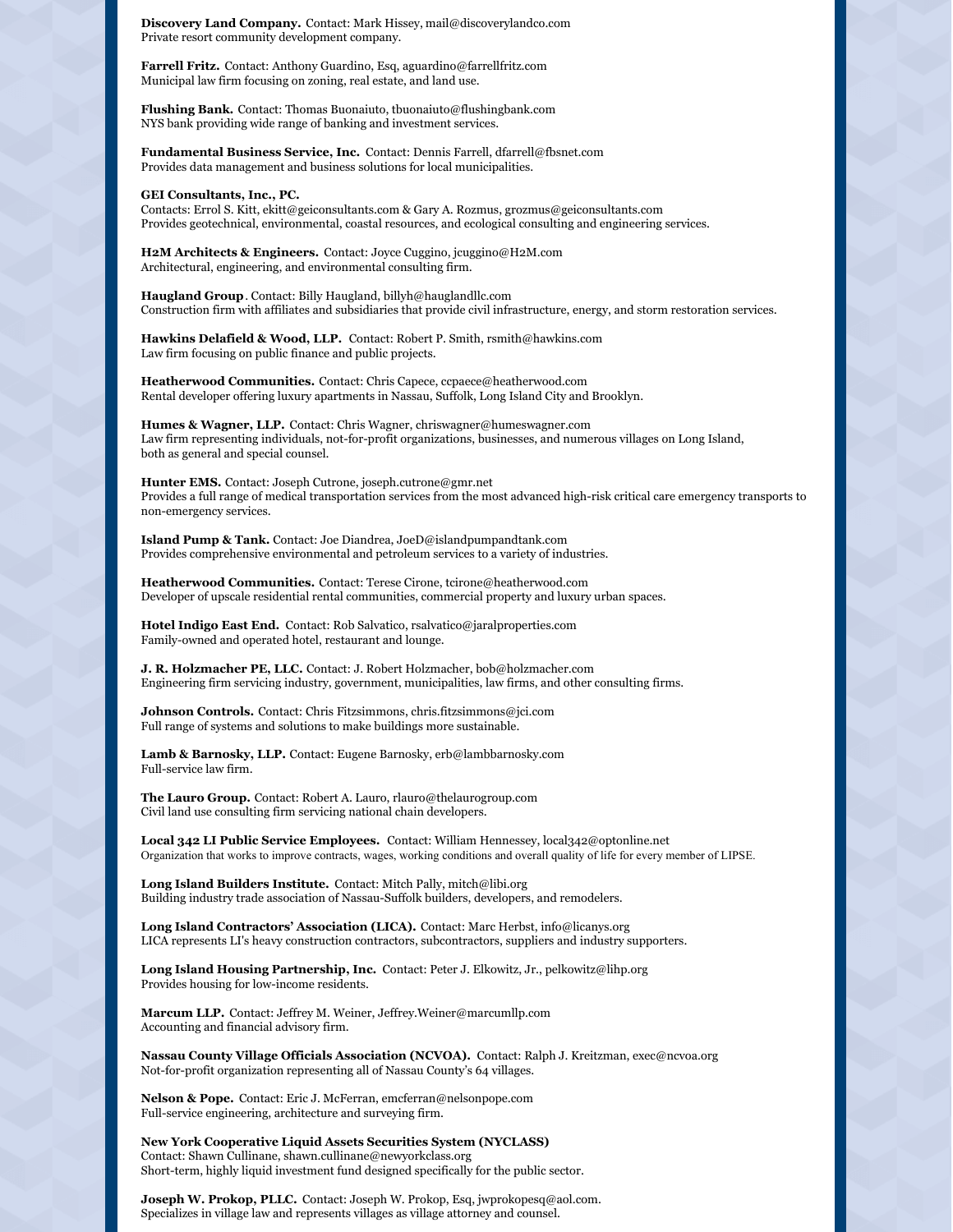**Discovery Land Company.** Contact: Mark Hissey, mail@discoverylandco.com
Private resort community development company.

**Farrell Fritz.** Contact: Anthony Guardino, Esq, aguardino@farrellfritz.com
Municipal law firm focusing on zoning, real estate, and land use.

**Flushing Bank.** Contact: Thomas Buonaiuto, tbuonaiuto@flushingbank.com
NYS bank providing wide range of banking and investment services.

**Fundamental Business Service, Inc.** Contact: Dennis Farrell, dfarrell@fbsnet.com
Provides data management and business solutions for local municipalities.

**GEI Consultants, Inc., PC.**
Contacts: Errol S. Kitt, ekitt@geiconsultants.com & Gary A. Rozmus, grozmus@geiconsultants.com
Provides geotechnical, environmental, coastal resources, and ecological consulting and engineering services.

**H2M Architects & Engineers.** Contact: Joyce Cuggino, jcuggino@H2M.com
Architectural, engineering, and environmental consulting firm.

**Haugland Group**. Contact: Billy Haugland, billyh@hauglandllc.com
Construction firm with affiliates and subsidiaries that provide civil infrastructure, energy, and storm restoration services.

**Hawkins Delafield & Wood, LLP.** Contact: Robert P. Smith, rsmith@hawkins.com
Law firm focusing on public finance and public projects.

**Heatherwood Communities.** Contact: Chris Capece, ccpaece@heatherwood.com
Rental developer offering luxury apartments in Nassau, Suffolk, Long Island City and Brooklyn.

**Humes & Wagner, LLP.** Contact: Chris Wagner, chriswagner@humeswagner.com
Law firm representing individuals, not-for-profit organizations, businesses, and numerous villages on Long Island, both as general and special counsel.

**Hunter EMS.** Contact: Joseph Cutrone, joseph.cutrone@gmr.net
Provides a full range of medical transportation services from the most advanced high-risk critical care emergency transports to non-emergency services.

**Island Pump & Tank.** Contact: Joe Diandrea, JoeD@islandpumpandtank.com
Provides comprehensive environmental and petroleum services to a variety of industries.

**Heatherwood Communities.** Contact: Terese Cirone, tcirone@heatherwood.com
Developer of upscale residential rental communities, commercial property and luxury urban spaces.

**Hotel Indigo East End.** Contact: Rob Salvatico, rsalvatico@jaralproperties.com
Family-owned and operated hotel, restaurant and lounge.

**J. R. Holzmacher PE, LLC.** Contact: J. Robert Holzmacher, bob@holzmacher.com
Engineering firm servicing industry, government, municipalities, law firms, and other consulting firms.

**Johnson Controls.** Contact: Chris Fitzsimmons, chris.fitzsimmons@jci.com
Full range of systems and solutions to make buildings more sustainable.

**Lamb & Barnosky, LLP.** Contact: Eugene Barnosky, erb@lambbarnosky.com
Full-service law firm.

**The Lauro Group.** Contact: Robert A. Lauro, rlauro@thelaurogroup.com
Civil land use consulting firm servicing national chain developers.

**Local 342 LI Public Service Employees.** Contact: William Hennessey, local342@optonline.net
Organization that works to improve contracts, wages, working conditions and overall quality of life for every member of LIPSE.

**Long Island Builders Institute.** Contact: Mitch Pally, mitch@libi.org
Building industry trade association of Nassau-Suffolk builders, developers, and remodelers.

**Long Island Contractors' Association (LICA).** Contact: Marc Herbst, info@licanys.org
LICA represents LI's heavy construction contractors, subcontractors, suppliers and industry supporters.

**Long Island Housing Partnership, Inc.** Contact: Peter J. Elkowitz, Jr., pelkowitz@lihp.org
Provides housing for low-income residents.

**Marcum LLP.** Contact: Jeffrey M. Weiner, Jeffrey.Weiner@marcumllp.com
Accounting and financial advisory firm.

**Nassau County Village Officials Association (NCVOA).** Contact: Ralph J. Kreitzman, exec@ncvoa.org
Not-for-profit organization representing all of Nassau County's 64 villages.

**Nelson & Pope.** Contact: Eric J. McFerran, emcferran@nelsonpope.com
Full-service engineering, architecture and surveying firm.

**New York Cooperative Liquid Assets Securities System (NYCLASS)**
Contact: Shawn Cullinane, shawn.cullinane@newyorkclass.org
Short-term, highly liquid investment fund designed specifically for the public sector.

**Joseph W. Prokop, PLLC.** Contact: Joseph W. Prokop, Esq, jwprokopesq@aol.com.
Specializes in village law and represents villages as village attorney and counsel.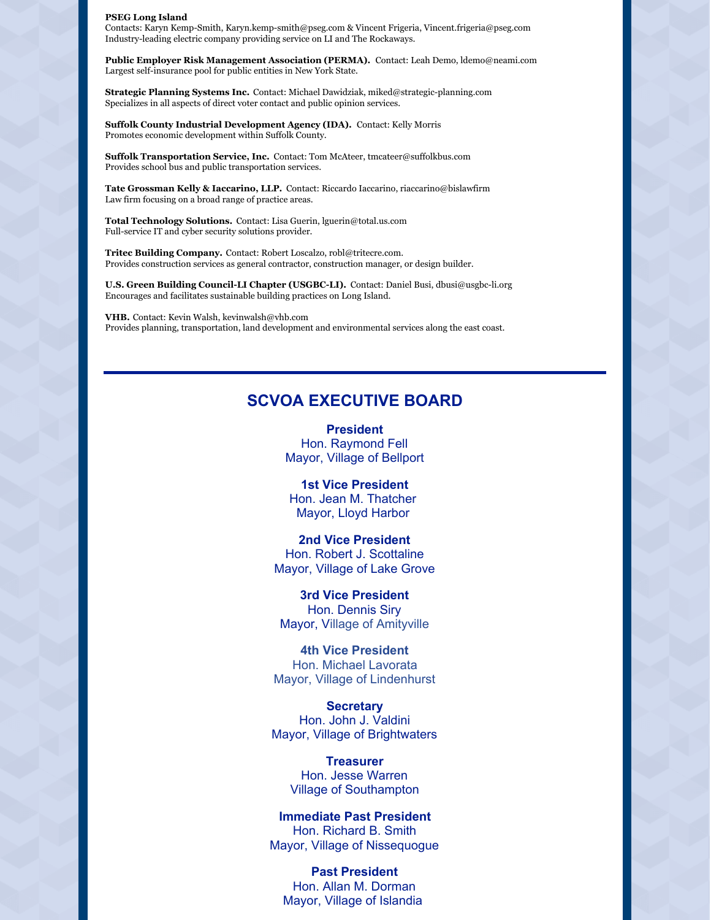**PSEG Long Island**
Contacts: Karyn Kemp-Smith, Karyn.kemp-smith@pseg.com & Vincent Frigeria, Vincent.frigeria@pseg.com
Industry-leading electric company providing service on LI and The Rockaways.

**Public Employer Risk Management Association (PERMA).** Contact: Leah Demo, ldemo@neami.com
Largest self-insurance pool for public entities in New York State.

**Strategic Planning Systems Inc.** Contact: Michael Dawidziak, miked@strategic-planning.com
Specializes in all aspects of direct voter contact and public opinion services.

**Suffolk County Industrial Development Agency (IDA).** Contact: Kelly Morris
Promotes economic development within Suffolk County.

**Suffolk Transportation Service, Inc.** Contact: Tom McAteer, tmcateer@suffolkbus.com
Provides school bus and public transportation services.

**Tate Grossman Kelly & Iaccarino, LLP.** Contact: Riccardo Iaccarino, riaccarino@bislawfirm
Law firm focusing on a broad range of practice areas.

**Total Technology Solutions.** Contact: Lisa Guerin, lguerin@total.us.com
Full-service IT and cyber security solutions provider.

**Tritec Building Company.** Contact: Robert Loscalzo, robl@tritecre.com.
Provides construction services as general contractor, construction manager, or design builder.

**U.S. Green Building Council-LI Chapter (USGBC-LI).** Contact: Daniel Busi, dbusi@usgbc-li.org
Encourages and facilitates sustainable building practices on Long Island.

**VHB.** Contact: Kevin Walsh, kevinwalsh@vhb.com
Provides planning, transportation, land development and environmental services along the east coast.

---

## SCVOA EXECUTIVE BOARD

**President**
Hon. Raymond Fell
Mayor, Village of Bellport

**1st Vice President**
Hon. Jean M. Thatcher
Mayor, Lloyd Harbor

**2nd Vice President**
Hon. Robert J. Scottaline
Mayor, Village of Lake Grove

**3rd Vice President**
Hon. Dennis Siry
Mayor, Village of Amityville

**4th Vice President**
Hon. Michael Lavorata
Mayor, Village of Lindenhurst

**Secretary**
Hon. John J. Valdini
Mayor, Village of Brightwaters

**Treasurer**
Hon. Jesse Warren
Village of Southampton

**Immediate Past President**
Hon. Richard B. Smith
Mayor, Village of Nissequogue

**Past President**
Hon. Allan M. Dorman
Mayor, Village of Islandia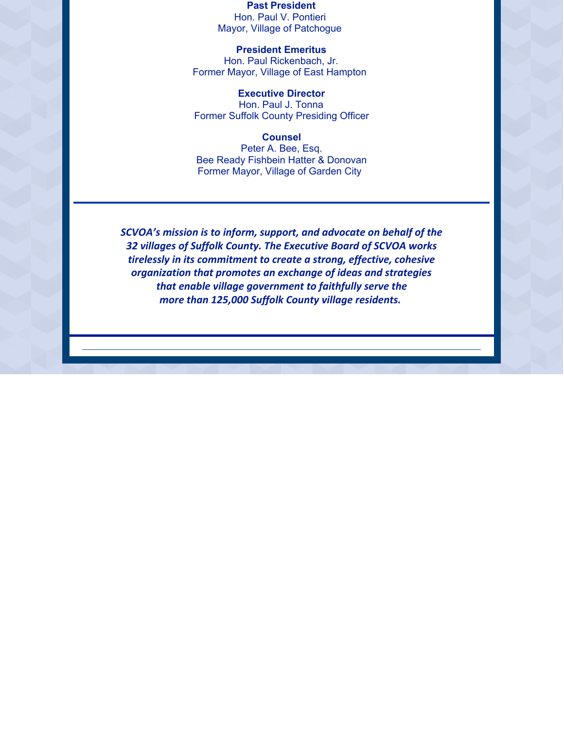**Past President**
Hon. Paul V. Pontieri
Mayor, Village of Patchogue

**President Emeritus**
Hon. Paul Rickenbach, Jr.
Former Mayor, Village of East Hampton

**Executive Director**
Hon. Paul J. Tonna
Former Suffolk County Presiding Officer

**Counsel**
Peter A. Bee, Esq.
Bee Ready Fishbein Hatter & Donovan
Former Mayor, Village of Garden City

---

***SCVOA's mission is to inform, support, and advocate on behalf of the 32 villages of Suffolk County. The Executive Board of SCVOA works tirelessly in its commitment to create a strong, effective, cohesive organization that promotes an exchange of ideas and strategies that enable village government to faithfully serve the more than 125,000 Suffolk County village residents.***